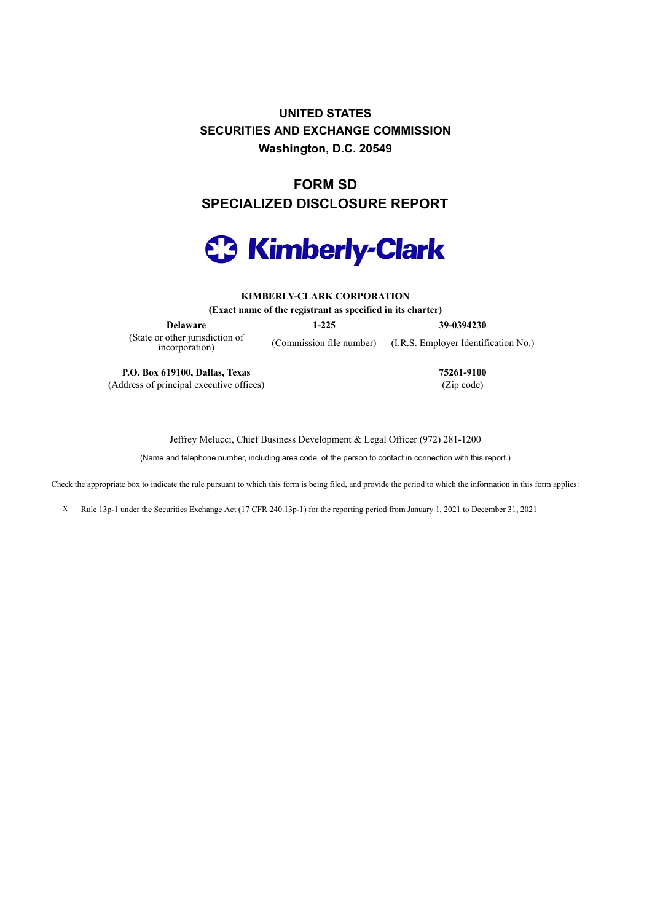**UNITED STATES**
**SECURITIES AND EXCHANGE COMMISSION**
**Washington, D.C. 20549**

# FORM SD
# SPECIALIZED DISCLOSURE REPORT

Kimberly-Clark

**KIMBERLY-CLARK CORPORATION**
**(Exact name of the registrant as specified in its charter)**

| **Delaware** | **1-225** | **39-0394230** |
|---|---|---|
| (State or other jurisdiction of incorporation) | (Commission file number) | (I.R.S. Employer Identification No.) |

| **P.O. Box 619100, Dallas, Texas** | **75261-9100** |
|---|---|
| (Address of principal executive offices) | (Zip code) |

Jeffrey Melucci, Chief Business Development & Legal Officer (972) 281-1200

(Name and telephone number, including area code, of the person to contact in connection with this report.)

Check the appropriate box to indicate the rule pursuant to which this form is being filed, and provide the period to which the information in this form applies:

X Rule 13p-1 under the Securities Exchange Act (17 CFR 240.13p-1) for the reporting period from January 1, 2021 to December 31, 2021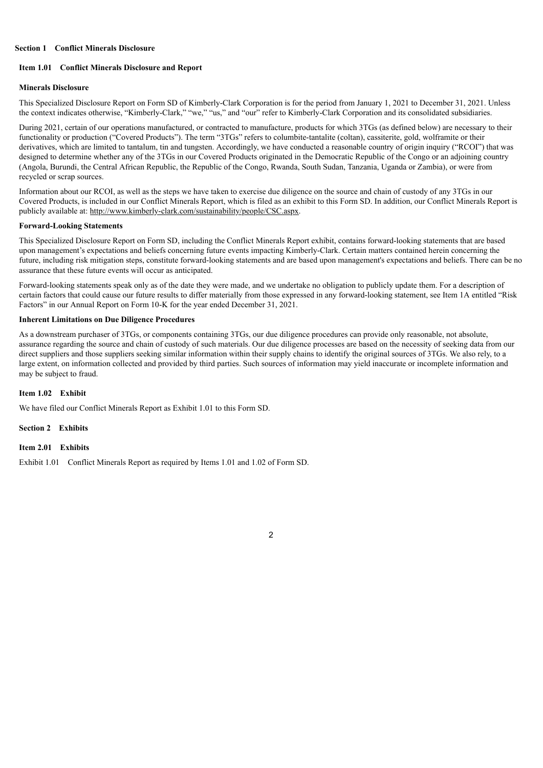## Section 1 Conflict Minerals Disclosure

### Item 1.01 Conflict Minerals Disclosure and Report

**Minerals Disclosure**

This Specialized Disclosure Report on Form SD of Kimberly-Clark Corporation is for the period from January 1, 2021 to December 31, 2021. Unless the context indicates otherwise, "Kimberly-Clark," "we," "us," and "our" refer to Kimberly-Clark Corporation and its consolidated subsidiaries.

During 2021, certain of our operations manufactured, or contracted to manufacture, products for which 3TGs (as defined below) are necessary to their functionality or production ("Covered Products"). The term "3TGs" refers to columbite-tantalite (coltan), cassiterite, gold, wolframite or their derivatives, which are limited to tantalum, tin and tungsten. Accordingly, we have conducted a reasonable country of origin inquiry ("RCOI") that was designed to determine whether any of the 3TGs in our Covered Products originated in the Democratic Republic of the Congo or an adjoining country (Angola, Burundi, the Central African Republic, the Republic of the Congo, Rwanda, South Sudan, Tanzania, Uganda or Zambia), or were from recycled or scrap sources.

Information about our RCOI, as well as the steps we have taken to exercise due diligence on the source and chain of custody of any 3TGs in our Covered Products, is included in our Conflict Minerals Report, which is filed as an exhibit to this Form SD. In addition, our Conflict Minerals Report is publicly available at: http://www.kimberly-clark.com/sustainability/people/CSC.aspx.

**Forward-Looking Statements**

This Specialized Disclosure Report on Form SD, including the Conflict Minerals Report exhibit, contains forward-looking statements that are based upon management's expectations and beliefs concerning future events impacting Kimberly-Clark. Certain matters contained herein concerning the future, including risk mitigation steps, constitute forward-looking statements and are based upon management's expectations and beliefs. There can be no assurance that these future events will occur as anticipated.

Forward-looking statements speak only as of the date they were made, and we undertake no obligation to publicly update them. For a description of certain factors that could cause our future results to differ materially from those expressed in any forward-looking statement, see Item 1A entitled "Risk Factors" in our Annual Report on Form 10-K for the year ended December 31, 2021.

**Inherent Limitations on Due Diligence Procedures**

As a downstream purchaser of 3TGs, or components containing 3TGs, our due diligence procedures can provide only reasonable, not absolute, assurance regarding the source and chain of custody of such materials. Our due diligence processes are based on the necessity of seeking data from our direct suppliers and those suppliers seeking similar information within their supply chains to identify the original sources of 3TGs. We also rely, to a large extent, on information collected and provided by third parties. Such sources of information may yield inaccurate or incomplete information and may be subject to fraud.

### Item 1.02 Exhibit

We have filed our Conflict Minerals Report as Exhibit 1.01 to this Form SD.

## Section 2 Exhibits

### Item 2.01 Exhibits

Exhibit 1.01 Conflict Minerals Report as required by Items 1.01 and 1.02 of Form SD.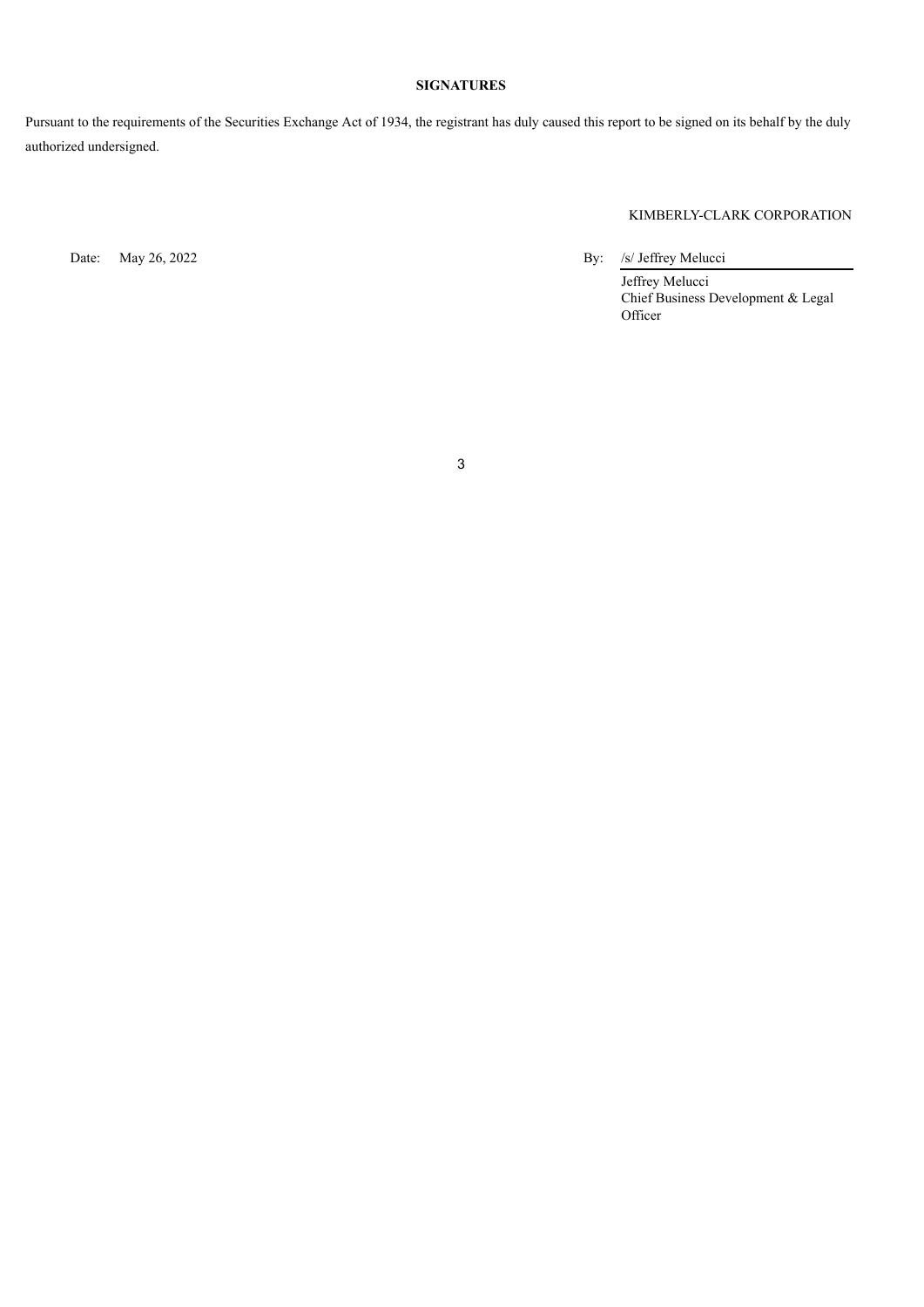**SIGNATURES**

Pursuant to the requirements of the Securities Exchange Act of 1934, the registrant has duly caused this report to be signed on its behalf by the duly authorized undersigned.

KIMBERLY-CLARK CORPORATION

Date: May 26, 2022

By: /s/ Jeffrey Melucci

Jeffrey Melucci
Chief Business Development & Legal Officer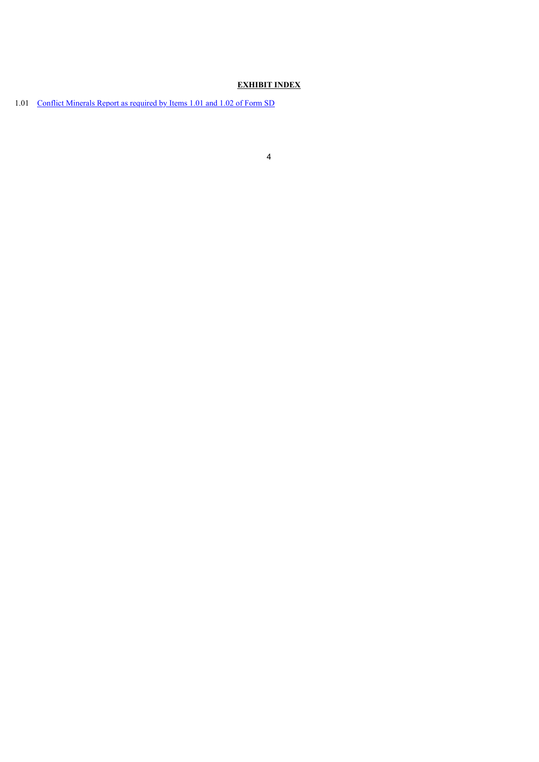**EXHIBIT INDEX**

1.01 Conflict Minerals Report as required by Items 1.01 and 1.02 of Form SD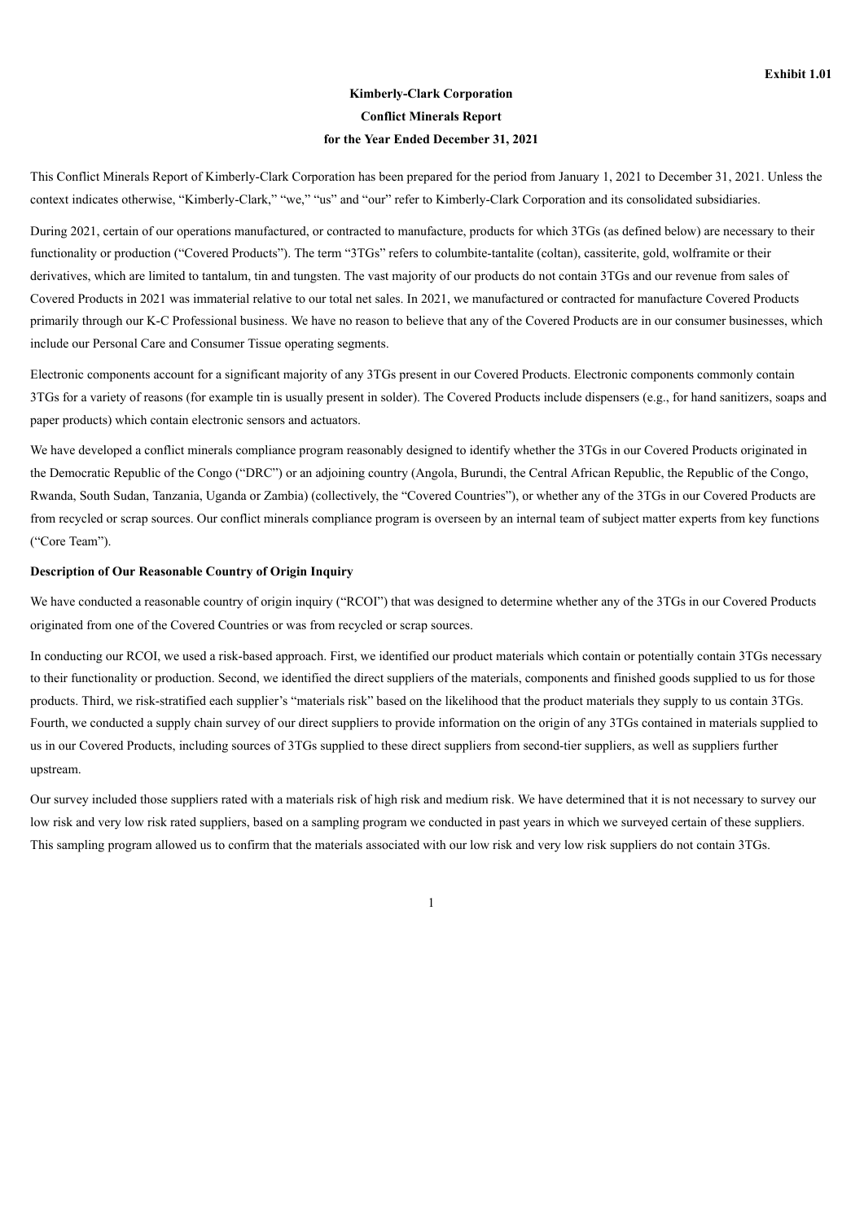Exhibit 1.01

**Kimberly-Clark Corporation**

**Conflict Minerals Report**

**for the Year Ended December 31, 2021**

This Conflict Minerals Report of Kimberly-Clark Corporation has been prepared for the period from January 1, 2021 to December 31, 2021. Unless the context indicates otherwise, "Kimberly-Clark," "we," "us" and "our" refer to Kimberly-Clark Corporation and its consolidated subsidiaries.

During 2021, certain of our operations manufactured, or contracted to manufacture, products for which 3TGs (as defined below) are necessary to their functionality or production ("Covered Products"). The term "3TGs" refers to columbite-tantalite (coltan), cassiterite, gold, wolframite or their derivatives, which are limited to tantalum, tin and tungsten. The vast majority of our products do not contain 3TGs and our revenue from sales of Covered Products in 2021 was immaterial relative to our total net sales. In 2021, we manufactured or contracted for manufacture Covered Products primarily through our K-C Professional business. We have no reason to believe that any of the Covered Products are in our consumer businesses, which include our Personal Care and Consumer Tissue operating segments.

Electronic components account for a significant majority of any 3TGs present in our Covered Products. Electronic components commonly contain 3TGs for a variety of reasons (for example tin is usually present in solder). The Covered Products include dispensers (e.g., for hand sanitizers, soaps and paper products) which contain electronic sensors and actuators.

We have developed a conflict minerals compliance program reasonably designed to identify whether the 3TGs in our Covered Products originated in the Democratic Republic of the Congo ("DRC") or an adjoining country (Angola, Burundi, the Central African Republic, the Republic of the Congo, Rwanda, South Sudan, Tanzania, Uganda or Zambia) (collectively, the "Covered Countries"), or whether any of the 3TGs in our Covered Products are from recycled or scrap sources. Our conflict minerals compliance program is overseen by an internal team of subject matter experts from key functions ("Core Team").

**Description of Our Reasonable Country of Origin Inquiry**

We have conducted a reasonable country of origin inquiry ("RCOI") that was designed to determine whether any of the 3TGs in our Covered Products originated from one of the Covered Countries or was from recycled or scrap sources.

In conducting our RCOI, we used a risk-based approach. First, we identified our product materials which contain or potentially contain 3TGs necessary to their functionality or production. Second, we identified the direct suppliers of the materials, components and finished goods supplied to us for those products. Third, we risk-stratified each supplier's "materials risk" based on the likelihood that the product materials they supply to us contain 3TGs. Fourth, we conducted a supply chain survey of our direct suppliers to provide information on the origin of any 3TGs contained in materials supplied to us in our Covered Products, including sources of 3TGs supplied to these direct suppliers from second-tier suppliers, as well as suppliers further upstream.

Our survey included those suppliers rated with a materials risk of high risk and medium risk. We have determined that it is not necessary to survey our low risk and very low risk rated suppliers, based on a sampling program we conducted in past years in which we surveyed certain of these suppliers. This sampling program allowed us to confirm that the materials associated with our low risk and very low risk suppliers do not contain 3TGs.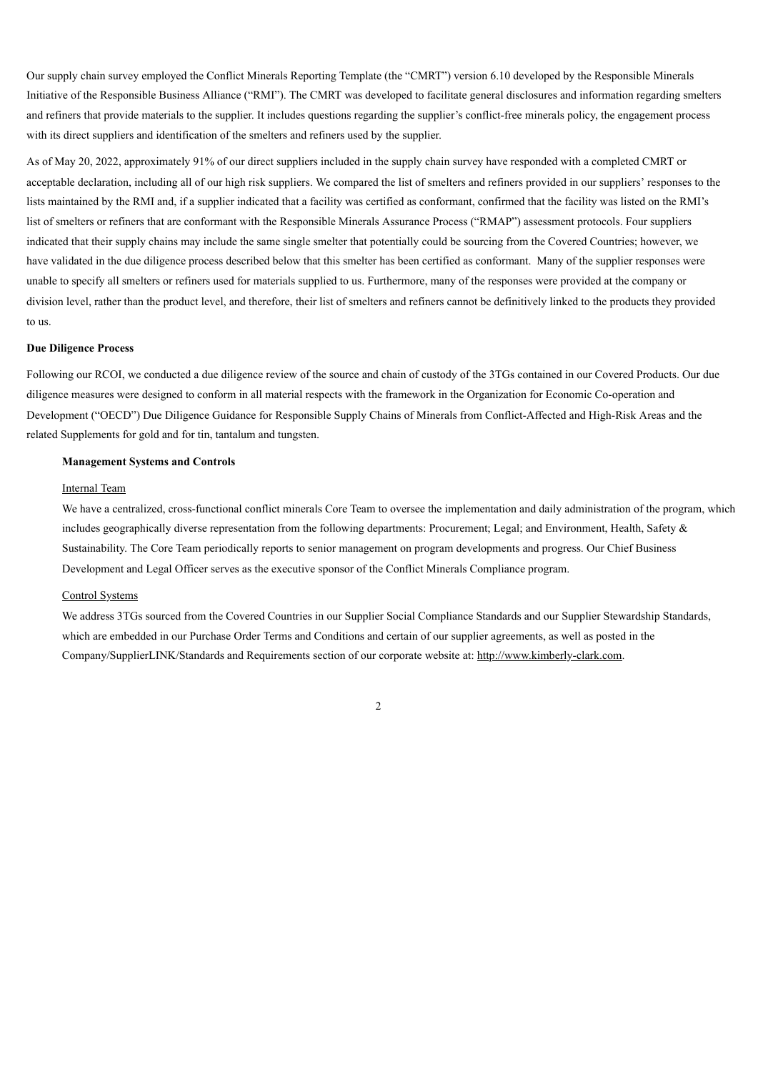Our supply chain survey employed the Conflict Minerals Reporting Template (the "CMRT") version 6.10 developed by the Responsible Minerals Initiative of the Responsible Business Alliance ("RMI"). The CMRT was developed to facilitate general disclosures and information regarding smelters and refiners that provide materials to the supplier. It includes questions regarding the supplier's conflict-free minerals policy, the engagement process with its direct suppliers and identification of the smelters and refiners used by the supplier.

As of May 20, 2022, approximately 91% of our direct suppliers included in the supply chain survey have responded with a completed CMRT or acceptable declaration, including all of our high risk suppliers. We compared the list of smelters and refiners provided in our suppliers' responses to the lists maintained by the RMI and, if a supplier indicated that a facility was certified as conformant, confirmed that the facility was listed on the RMI's list of smelters or refiners that are conformant with the Responsible Minerals Assurance Process ("RMAP") assessment protocols. Four suppliers indicated that their supply chains may include the same single smelter that potentially could be sourcing from the Covered Countries; however, we have validated in the due diligence process described below that this smelter has been certified as conformant. Many of the supplier responses were unable to specify all smelters or refiners used for materials supplied to us. Furthermore, many of the responses were provided at the company or division level, rather than the product level, and therefore, their list of smelters and refiners cannot be definitively linked to the products they provided to us.

**Due Diligence Process**

Following our RCOI, we conducted a due diligence review of the source and chain of custody of the 3TGs contained in our Covered Products. Our due diligence measures were designed to conform in all material respects with the framework in the Organization for Economic Co-operation and Development ("OECD") Due Diligence Guidance for Responsible Supply Chains of Minerals from Conflict-Affected and High-Risk Areas and the related Supplements for gold and for tin, tantalum and tungsten.

**Management Systems and Controls**

Internal Team

We have a centralized, cross-functional conflict minerals Core Team to oversee the implementation and daily administration of the program, which includes geographically diverse representation from the following departments: Procurement; Legal; and Environment, Health, Safety & Sustainability. The Core Team periodically reports to senior management on program developments and progress. Our Chief Business Development and Legal Officer serves as the executive sponsor of the Conflict Minerals Compliance program.

Control Systems

We address 3TGs sourced from the Covered Countries in our Supplier Social Compliance Standards and our Supplier Stewardship Standards, which are embedded in our Purchase Order Terms and Conditions and certain of our supplier agreements, as well as posted in the Company/SupplierLINK/Standards and Requirements section of our corporate website at: http://www.kimberly-clark.com.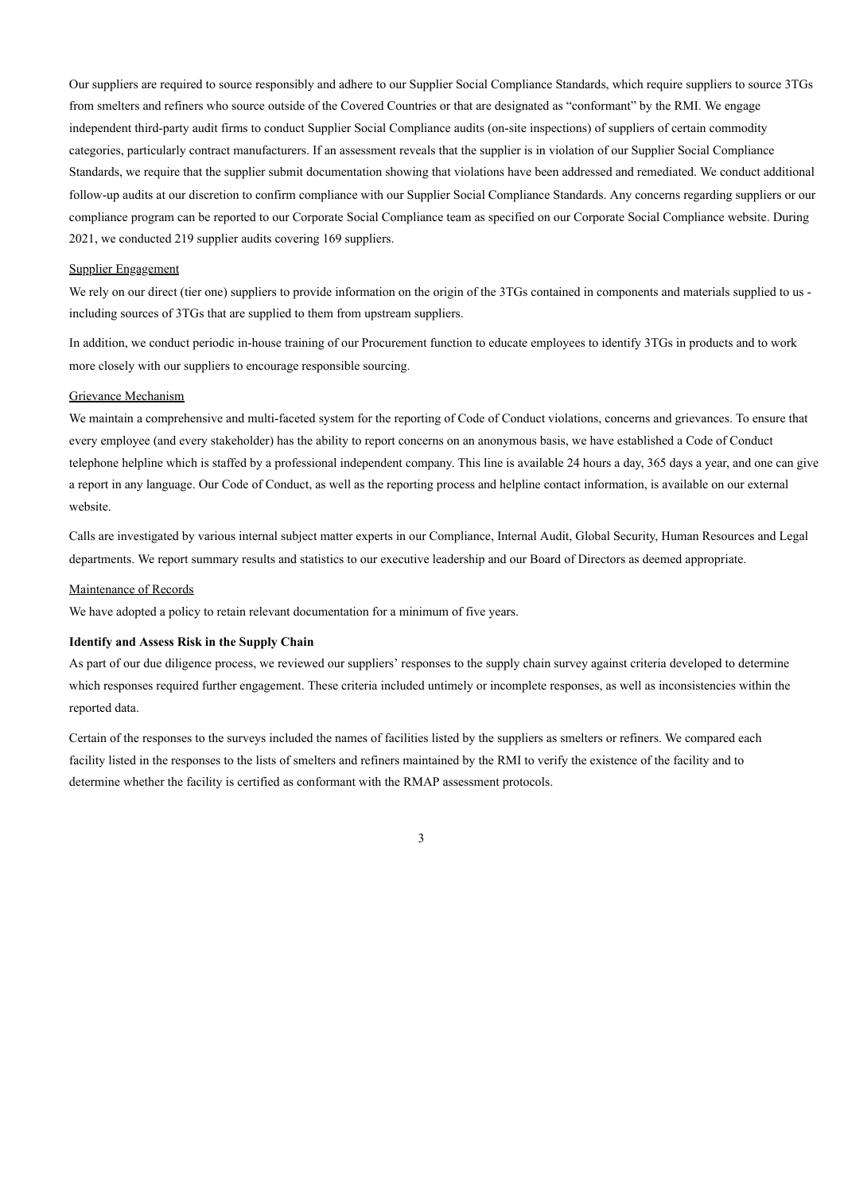Our suppliers are required to source responsibly and adhere to our Supplier Social Compliance Standards, which require suppliers to source 3TGs from smelters and refiners who source outside of the Covered Countries or that are designated as "conformant" by the RMI. We engage independent third-party audit firms to conduct Supplier Social Compliance audits (on-site inspections) of suppliers of certain commodity categories, particularly contract manufacturers. If an assessment reveals that the supplier is in violation of our Supplier Social Compliance Standards, we require that the supplier submit documentation showing that violations have been addressed and remediated. We conduct additional follow-up audits at our discretion to confirm compliance with our Supplier Social Compliance Standards. Any concerns regarding suppliers or our compliance program can be reported to our Corporate Social Compliance team as specified on our Corporate Social Compliance website. During 2021, we conducted 219 supplier audits covering 169 suppliers.

Supplier Engagement

We rely on our direct (tier one) suppliers to provide information on the origin of the 3TGs contained in components and materials supplied to us - including sources of 3TGs that are supplied to them from upstream suppliers.

In addition, we conduct periodic in-house training of our Procurement function to educate employees to identify 3TGs in products and to work more closely with our suppliers to encourage responsible sourcing.

Grievance Mechanism

We maintain a comprehensive and multi-faceted system for the reporting of Code of Conduct violations, concerns and grievances. To ensure that every employee (and every stakeholder) has the ability to report concerns on an anonymous basis, we have established a Code of Conduct telephone helpline which is staffed by a professional independent company. This line is available 24 hours a day, 365 days a year, and one can give a report in any language. Our Code of Conduct, as well as the reporting process and helpline contact information, is available on our external website.

Calls are investigated by various internal subject matter experts in our Compliance, Internal Audit, Global Security, Human Resources and Legal departments. We report summary results and statistics to our executive leadership and our Board of Directors as deemed appropriate.

Maintenance of Records

We have adopted a policy to retain relevant documentation for a minimum of five years.

**Identify and Assess Risk in the Supply Chain**

As part of our due diligence process, we reviewed our suppliers' responses to the supply chain survey against criteria developed to determine which responses required further engagement. These criteria included untimely or incomplete responses, as well as inconsistencies within the reported data.

Certain of the responses to the surveys included the names of facilities listed by the suppliers as smelters or refiners. We compared each facility listed in the responses to the lists of smelters and refiners maintained by the RMI to verify the existence of the facility and to determine whether the facility is certified as conformant with the RMAP assessment protocols.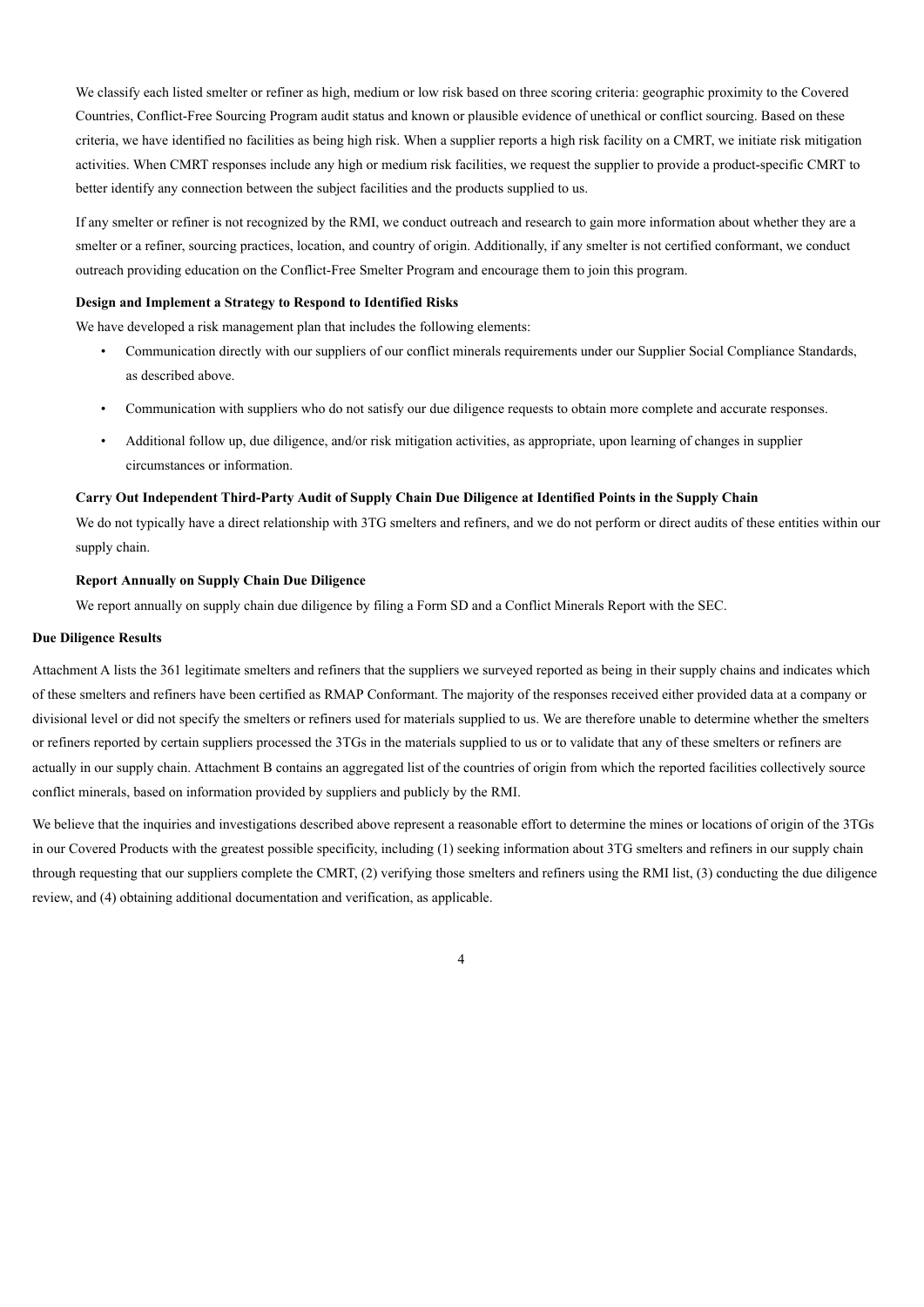We classify each listed smelter or refiner as high, medium or low risk based on three scoring criteria: geographic proximity to the Covered Countries, Conflict-Free Sourcing Program audit status and known or plausible evidence of unethical or conflict sourcing. Based on these criteria, we have identified no facilities as being high risk. When a supplier reports a high risk facility on a CMRT, we initiate risk mitigation activities. When CMRT responses include any high or medium risk facilities, we request the supplier to provide a product-specific CMRT to better identify any connection between the subject facilities and the products supplied to us.

If any smelter or refiner is not recognized by the RMI, we conduct outreach and research to gain more information about whether they are a smelter or a refiner, sourcing practices, location, and country of origin. Additionally, if any smelter is not certified conformant, we conduct outreach providing education on the Conflict-Free Smelter Program and encourage them to join this program.

**Design and Implement a Strategy to Respond to Identified Risks**

We have developed a risk management plan that includes the following elements:

- Communication directly with our suppliers of our conflict minerals requirements under our Supplier Social Compliance Standards, as described above.
- Communication with suppliers who do not satisfy our due diligence requests to obtain more complete and accurate responses.
- Additional follow up, due diligence, and/or risk mitigation activities, as appropriate, upon learning of changes in supplier circumstances or information.

**Carry Out Independent Third-Party Audit of Supply Chain Due Diligence at Identified Points in the Supply Chain**

We do not typically have a direct relationship with 3TG smelters and refiners, and we do not perform or direct audits of these entities within our supply chain.

**Report Annually on Supply Chain Due Diligence**

We report annually on supply chain due diligence by filing a Form SD and a Conflict Minerals Report with the SEC.

**Due Diligence Results**

Attachment A lists the 361 legitimate smelters and refiners that the suppliers we surveyed reported as being in their supply chains and indicates which of these smelters and refiners have been certified as RMAP Conformant. The majority of the responses received either provided data at a company or divisional level or did not specify the smelters or refiners used for materials supplied to us. We are therefore unable to determine whether the smelters or refiners reported by certain suppliers processed the 3TGs in the materials supplied to us or to validate that any of these smelters or refiners are actually in our supply chain. Attachment B contains an aggregated list of the countries of origin from which the reported facilities collectively source conflict minerals, based on information provided by suppliers and publicly by the RMI.

We believe that the inquiries and investigations described above represent a reasonable effort to determine the mines or locations of origin of the 3TGs in our Covered Products with the greatest possible specificity, including (1) seeking information about 3TG smelters and refiners in our supply chain through requesting that our suppliers complete the CMRT, (2) verifying those smelters and refiners using the RMI list, (3) conducting the due diligence review, and (4) obtaining additional documentation and verification, as applicable.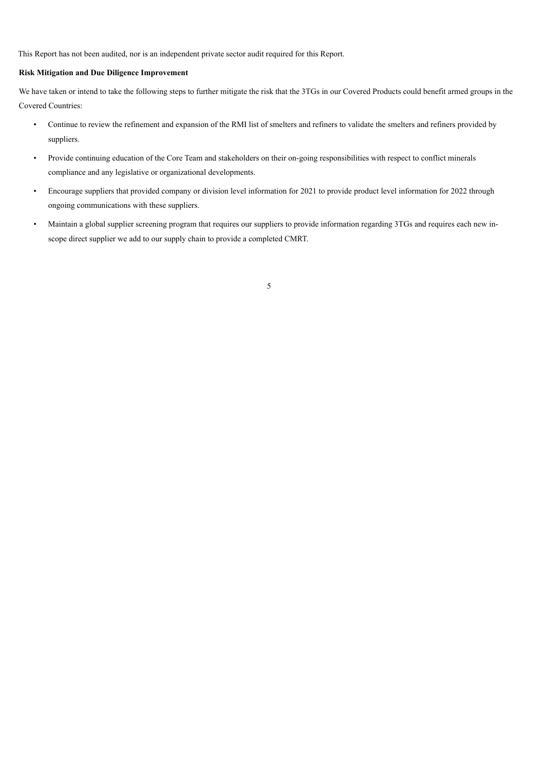This Report has not been audited, nor is an independent private sector audit required for this Report.

**Risk Mitigation and Due Diligence Improvement**

We have taken or intend to take the following steps to further mitigate the risk that the 3TGs in our Covered Products could benefit armed groups in the Covered Countries:

- Continue to review the refinement and expansion of the RMI list of smelters and refiners to validate the smelters and refiners provided by suppliers.
- Provide continuing education of the Core Team and stakeholders on their on-going responsibilities with respect to conflict minerals compliance and any legislative or organizational developments.
- Encourage suppliers that provided company or division level information for 2021 to provide product level information for 2022 through ongoing communications with these suppliers.
- Maintain a global supplier screening program that requires our suppliers to provide information regarding 3TGs and requires each new in-scope direct supplier we add to our supply chain to provide a completed CMRT.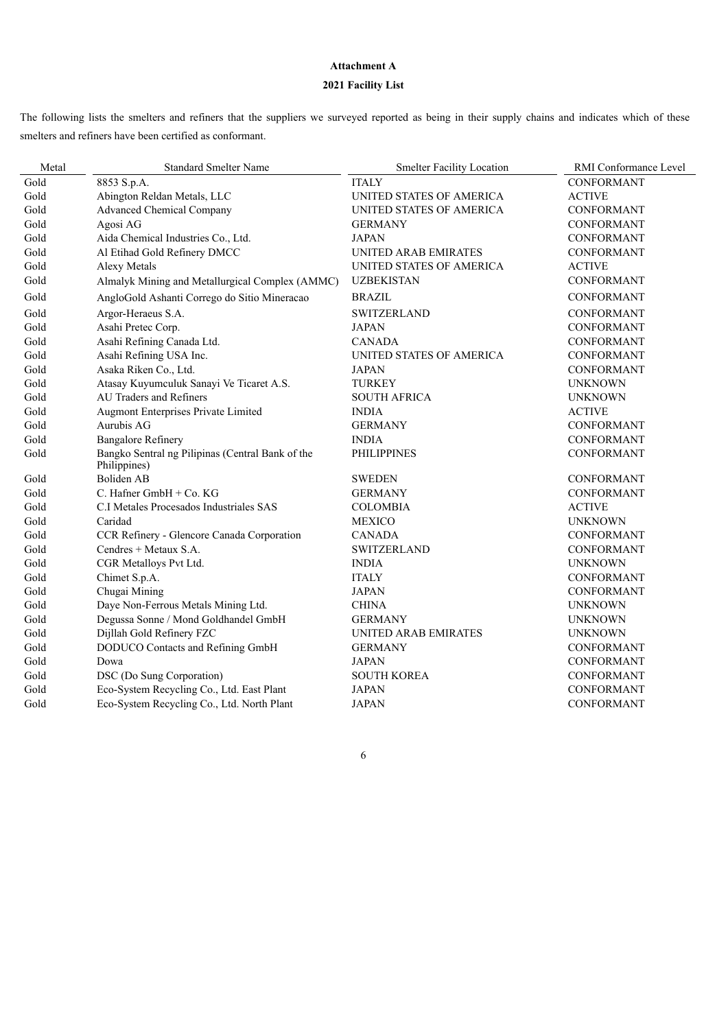**Attachment A**

**2021 Facility List**

The following lists the smelters and refiners that the suppliers we surveyed reported as being in their supply chains and indicates which of these smelters and refiners have been certified as conformant.

| Metal | Standard Smelter Name | Smelter Facility Location | RMI Conformance Level |
|---|---|---|---|
| Gold | 8853 S.p.A. | ITALY | CONFORMANT |
| Gold | Abington Reldan Metals, LLC | UNITED STATES OF AMERICA | ACTIVE |
| Gold | Advanced Chemical Company | UNITED STATES OF AMERICA | CONFORMANT |
| Gold | Agosi AG | GERMANY | CONFORMANT |
| Gold | Aida Chemical Industries Co., Ltd. | JAPAN | CONFORMANT |
| Gold | Al Etihad Gold Refinery DMCC | UNITED ARAB EMIRATES | CONFORMANT |
| Gold | Alexy Metals | UNITED STATES OF AMERICA | ACTIVE |
| Gold | Almalyk Mining and Metallurgical Complex (AMMC) | UZBEKISTAN | CONFORMANT |
| Gold | AngloGold Ashanti Corrego do Sitio Mineracao | BRAZIL | CONFORMANT |
| Gold | Argor-Heraeus S.A. | SWITZERLAND | CONFORMANT |
| Gold | Asahi Pretec Corp. | JAPAN | CONFORMANT |
| Gold | Asahi Refining Canada Ltd. | CANADA | CONFORMANT |
| Gold | Asahi Refining USA Inc. | UNITED STATES OF AMERICA | CONFORMANT |
| Gold | Asaka Riken Co., Ltd. | JAPAN | CONFORMANT |
| Gold | Atasay Kuyumculuk Sanayi Ve Ticaret A.S. | TURKEY | UNKNOWN |
| Gold | AU Traders and Refiners | SOUTH AFRICA | UNKNOWN |
| Gold | Augmont Enterprises Private Limited | INDIA | ACTIVE |
| Gold | Aurubis AG | GERMANY | CONFORMANT |
| Gold | Bangalore Refinery | INDIA | CONFORMANT |
| Gold | Bangko Sentral ng Pilipinas (Central Bank of the Philippines) | PHILIPPINES | CONFORMANT |
| Gold | Boliden AB | SWEDEN | CONFORMANT |
| Gold | C. Hafner GmbH + Co. KG | GERMANY | CONFORMANT |
| Gold | C.I Metales Procesados Industriales SAS | COLOMBIA | ACTIVE |
| Gold | Caridad | MEXICO | UNKNOWN |
| Gold | CCR Refinery - Glencore Canada Corporation | CANADA | CONFORMANT |
| Gold | Cendres + Metaux S.A. | SWITZERLAND | CONFORMANT |
| Gold | CGR Metalloys Pvt Ltd. | INDIA | UNKNOWN |
| Gold | Chimet S.p.A. | ITALY | CONFORMANT |
| Gold | Chugai Mining | JAPAN | CONFORMANT |
| Gold | Daye Non-Ferrous Metals Mining Ltd. | CHINA | UNKNOWN |
| Gold | Degussa Sonne / Mond Goldhandel GmbH | GERMANY | UNKNOWN |
| Gold | Dijllah Gold Refinery FZC | UNITED ARAB EMIRATES | UNKNOWN |
| Gold | DODUCO Contacts and Refining GmbH | GERMANY | CONFORMANT |
| Gold | Dowa | JAPAN | CONFORMANT |
| Gold | DSC (Do Sung Corporation) | SOUTH KOREA | CONFORMANT |
| Gold | Eco-System Recycling Co., Ltd. East Plant | JAPAN | CONFORMANT |
| Gold | Eco-System Recycling Co., Ltd. North Plant | JAPAN | CONFORMANT |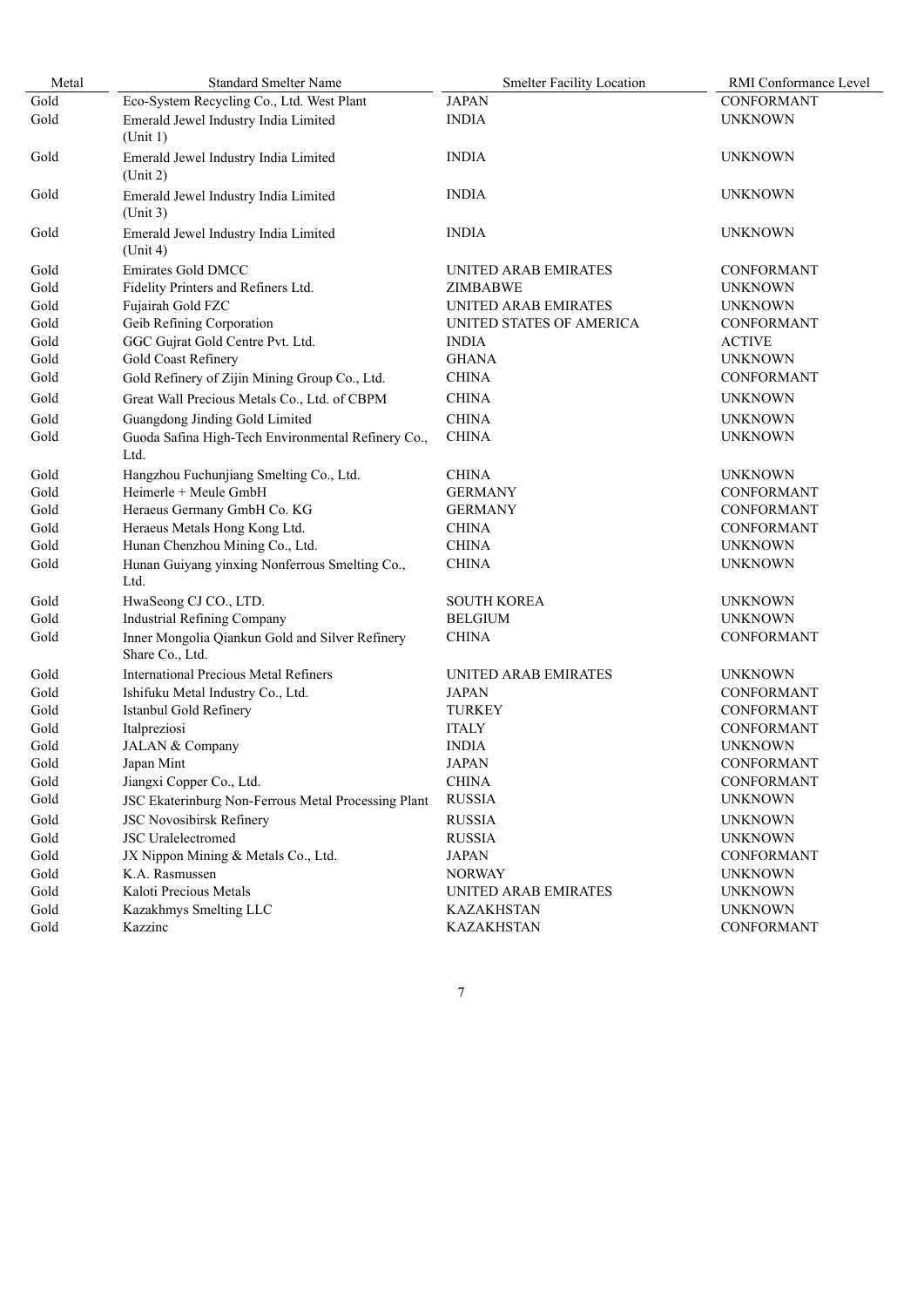| Metal | Standard Smelter Name | Smelter Facility Location | RMI Conformance Level |
| --- | --- | --- | --- |
| Gold | Eco-System Recycling Co., Ltd. West Plant | JAPAN | CONFORMANT |
| Gold | Emerald Jewel Industry India Limited (Unit 1) | INDIA | UNKNOWN |
| Gold | Emerald Jewel Industry India Limited (Unit 2) | INDIA | UNKNOWN |
| Gold | Emerald Jewel Industry India Limited (Unit 3) | INDIA | UNKNOWN |
| Gold | Emerald Jewel Industry India Limited (Unit 4) | INDIA | UNKNOWN |
| Gold | Emirates Gold DMCC | UNITED ARAB EMIRATES | CONFORMANT |
| Gold | Fidelity Printers and Refiners Ltd. | ZIMBABWE | UNKNOWN |
| Gold | Fujairah Gold FZC | UNITED ARAB EMIRATES | UNKNOWN |
| Gold | Geib Refining Corporation | UNITED STATES OF AMERICA | CONFORMANT |
| Gold | GGC Gujrat Gold Centre Pvt. Ltd. | INDIA | ACTIVE |
| Gold | Gold Coast Refinery | GHANA | UNKNOWN |
| Gold | Gold Refinery of Zijin Mining Group Co., Ltd. | CHINA | CONFORMANT |
| Gold | Great Wall Precious Metals Co., Ltd. of CBPM | CHINA | UNKNOWN |
| Gold | Guangdong Jinding Gold Limited | CHINA | UNKNOWN |
| Gold | Guoda Safina High-Tech Environmental Refinery Co., Ltd. | CHINA | UNKNOWN |
| Gold | Hangzhou Fuchunjiang Smelting Co., Ltd. | CHINA | UNKNOWN |
| Gold | Heimerle + Meule GmbH | GERMANY | CONFORMANT |
| Gold | Heraeus Germany GmbH Co. KG | GERMANY | CONFORMANT |
| Gold | Heraeus Metals Hong Kong Ltd. | CHINA | CONFORMANT |
| Gold | Hunan Chenzhou Mining Co., Ltd. | CHINA | UNKNOWN |
| Gold | Hunan Guiyang yinxing Nonferrous Smelting Co., Ltd. | CHINA | UNKNOWN |
| Gold | HwaSeong CJ CO., LTD. | SOUTH KOREA | UNKNOWN |
| Gold | Industrial Refining Company | BELGIUM | UNKNOWN |
| Gold | Inner Mongolia Qiankun Gold and Silver Refinery Share Co., Ltd. | CHINA | CONFORMANT |
| Gold | International Precious Metal Refiners | UNITED ARAB EMIRATES | UNKNOWN |
| Gold | Ishifuku Metal Industry Co., Ltd. | JAPAN | CONFORMANT |
| Gold | Istanbul Gold Refinery | TURKEY | CONFORMANT |
| Gold | Italpreziosi | ITALY | CONFORMANT |
| Gold | JALAN & Company | INDIA | UNKNOWN |
| Gold | Japan Mint | JAPAN | CONFORMANT |
| Gold | Jiangxi Copper Co., Ltd. | CHINA | CONFORMANT |
| Gold | JSC Ekaterinburg Non-Ferrous Metal Processing Plant | RUSSIA | UNKNOWN |
| Gold | JSC Novosibirsk Refinery | RUSSIA | UNKNOWN |
| Gold | JSC Uralelectromed | RUSSIA | UNKNOWN |
| Gold | JX Nippon Mining & Metals Co., Ltd. | JAPAN | CONFORMANT |
| Gold | K.A. Rasmussen | NORWAY | UNKNOWN |
| Gold | Kaloti Precious Metals | UNITED ARAB EMIRATES | UNKNOWN |
| Gold | Kazakhmys Smelting LLC | KAZAKHSTAN | UNKNOWN |
| Gold | Kazzinc | KAZAKHSTAN | CONFORMANT |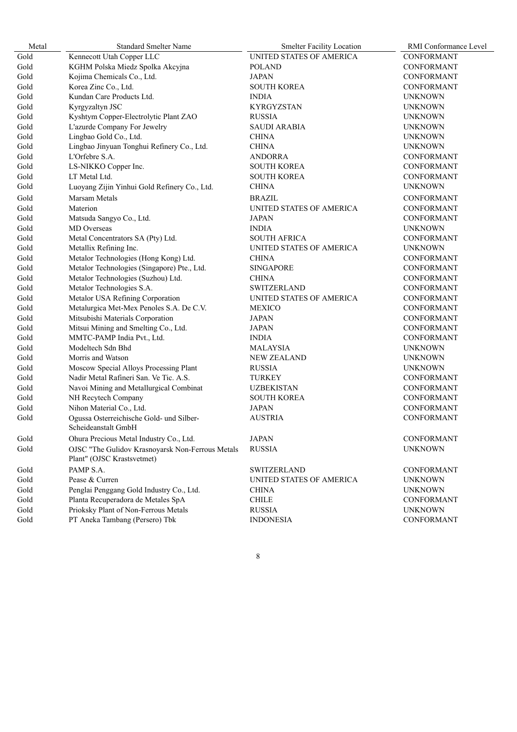| Metal | Standard Smelter Name | Smelter Facility Location | RMI Conformance Level |
|---|---|---|---|
| Gold | Kennecott Utah Copper LLC | UNITED STATES OF AMERICA | CONFORMANT |
| Gold | KGHM Polska Miedz Spolka Akcyjna | POLAND | CONFORMANT |
| Gold | Kojima Chemicals Co., Ltd. | JAPAN | CONFORMANT |
| Gold | Korea Zinc Co., Ltd. | SOUTH KOREA | CONFORMANT |
| Gold | Kundan Care Products Ltd. | INDIA | UNKNOWN |
| Gold | Kyrgyzaltyn JSC | KYRGYZSTAN | UNKNOWN |
| Gold | Kyshtym Copper-Electrolytic Plant ZAO | RUSSIA | UNKNOWN |
| Gold | L'azurde Company For Jewelry | SAUDI ARABIA | UNKNOWN |
| Gold | Lingbao Gold Co., Ltd. | CHINA | UNKNOWN |
| Gold | Lingbao Jinyuan Tonghui Refinery Co., Ltd. | CHINA | UNKNOWN |
| Gold | L'Orfebre S.A. | ANDORRA | CONFORMANT |
| Gold | LS-NIKKO Copper Inc. | SOUTH KOREA | CONFORMANT |
| Gold | LT Metal Ltd. | SOUTH KOREA | CONFORMANT |
| Gold | Luoyang Zijin Yinhui Gold Refinery Co., Ltd. | CHINA | UNKNOWN |
| Gold | Marsam Metals | BRAZIL | CONFORMANT |
| Gold | Materion | UNITED STATES OF AMERICA | CONFORMANT |
| Gold | Matsuda Sangyo Co., Ltd. | JAPAN | CONFORMANT |
| Gold | MD Overseas | INDIA | UNKNOWN |
| Gold | Metal Concentrators SA (Pty) Ltd. | SOUTH AFRICA | CONFORMANT |
| Gold | Metallix Refining Inc. | UNITED STATES OF AMERICA | UNKNOWN |
| Gold | Metalor Technologies (Hong Kong) Ltd. | CHINA | CONFORMANT |
| Gold | Metalor Technologies (Singapore) Pte., Ltd. | SINGAPORE | CONFORMANT |
| Gold | Metalor Technologies (Suzhou) Ltd. | CHINA | CONFORMANT |
| Gold | Metalor Technologies S.A. | SWITZERLAND | CONFORMANT |
| Gold | Metalor USA Refining Corporation | UNITED STATES OF AMERICA | CONFORMANT |
| Gold | Metalurgica Met-Mex Penoles S.A. De C.V. | MEXICO | CONFORMANT |
| Gold | Mitsubishi Materials Corporation | JAPAN | CONFORMANT |
| Gold | Mitsui Mining and Smelting Co., Ltd. | JAPAN | CONFORMANT |
| Gold | MMTC-PAMP India Pvt., Ltd. | INDIA | CONFORMANT |
| Gold | Modeltech Sdn Bhd | MALAYSIA | UNKNOWN |
| Gold | Morris and Watson | NEW ZEALAND | UNKNOWN |
| Gold | Moscow Special Alloys Processing Plant | RUSSIA | UNKNOWN |
| Gold | Nadir Metal Rafineri San. Ve Tic. A.S. | TURKEY | CONFORMANT |
| Gold | Navoi Mining and Metallurgical Combinat | UZBEKISTAN | CONFORMANT |
| Gold | NH Recytech Company | SOUTH KOREA | CONFORMANT |
| Gold | Nihon Material Co., Ltd. | JAPAN | CONFORMANT |
| Gold | Ogussa Osterreichische Gold- und Silber-Scheideanstalt GmbH | AUSTRIA | CONFORMANT |
| Gold | Ohura Precious Metal Industry Co., Ltd. | JAPAN | CONFORMANT |
| Gold | OJSC "The Gulidov Krasnoyarsk Non-Ferrous Metals Plant" (OJSC Krastsvetmet) | RUSSIA | UNKNOWN |
| Gold | PAMP S.A. | SWITZERLAND | CONFORMANT |
| Gold | Pease & Curren | UNITED STATES OF AMERICA | UNKNOWN |
| Gold | Penglai Penggang Gold Industry Co., Ltd. | CHINA | UNKNOWN |
| Gold | Planta Recuperadora de Metales SpA | CHILE | CONFORMANT |
| Gold | Prioksky Plant of Non-Ferrous Metals | RUSSIA | UNKNOWN |
| Gold | PT Aneka Tambang (Persero) Tbk | INDONESIA | CONFORMANT |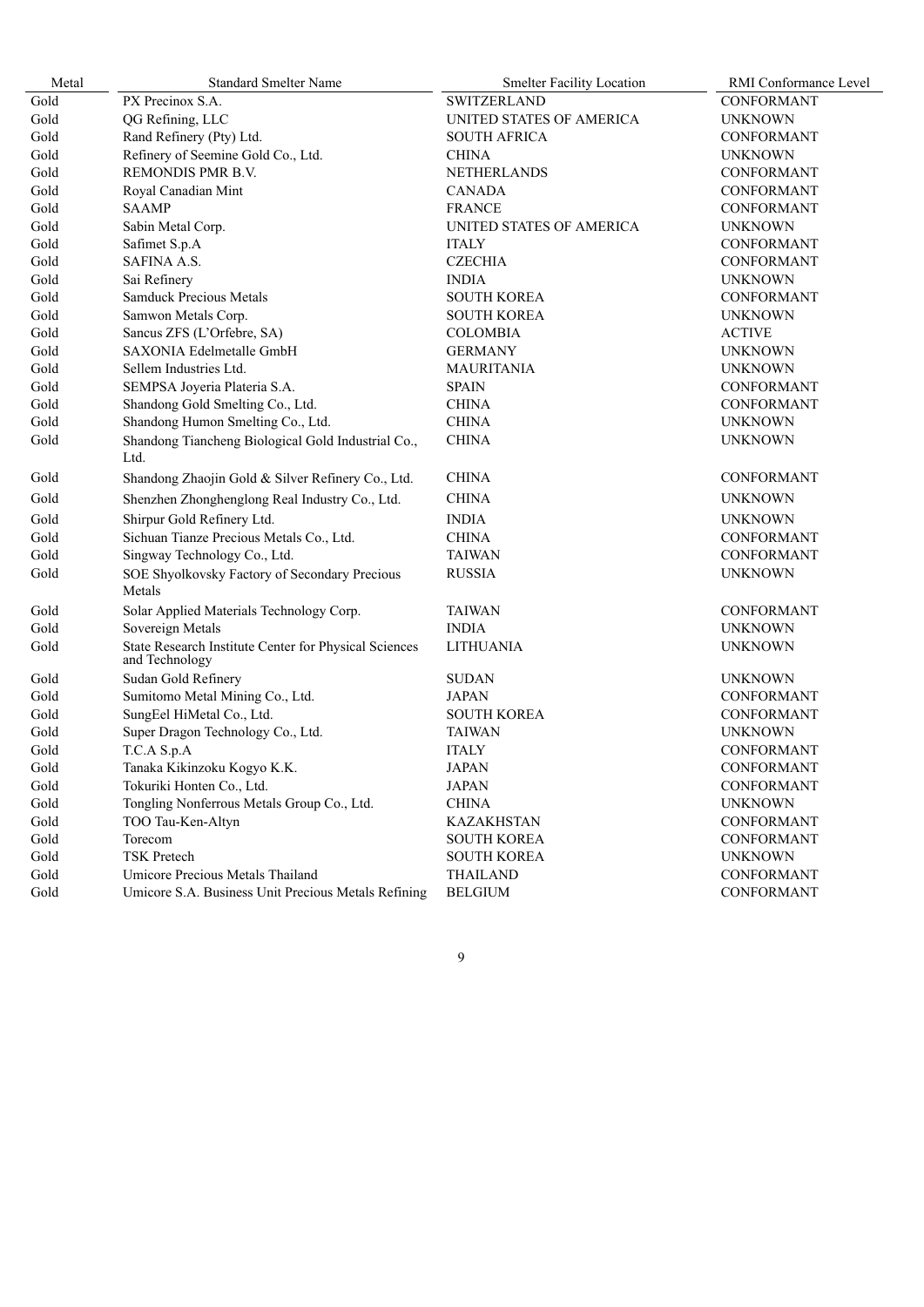| Metal | Standard Smelter Name | Smelter Facility Location | RMI Conformance Level |
|---|---|---|---|
| Gold | PX Precinox S.A. | SWITZERLAND | CONFORMANT |
| Gold | QG Refining, LLC | UNITED STATES OF AMERICA | UNKNOWN |
| Gold | Rand Refinery (Pty) Ltd. | SOUTH AFRICA | CONFORMANT |
| Gold | Refinery of Seemine Gold Co., Ltd. | CHINA | UNKNOWN |
| Gold | REMONDIS PMR B.V. | NETHERLANDS | CONFORMANT |
| Gold | Royal Canadian Mint | CANADA | CONFORMANT |
| Gold | SAAMP | FRANCE | CONFORMANT |
| Gold | Sabin Metal Corp. | UNITED STATES OF AMERICA | UNKNOWN |
| Gold | Safimet S.p.A | ITALY | CONFORMANT |
| Gold | SAFINA A.S. | CZECHIA | CONFORMANT |
| Gold | Sai Refinery | INDIA | UNKNOWN |
| Gold | Samduck Precious Metals | SOUTH KOREA | CONFORMANT |
| Gold | Samwon Metals Corp. | SOUTH KOREA | UNKNOWN |
| Gold | Sancus ZFS (L'Orfebre, SA) | COLOMBIA | ACTIVE |
| Gold | SAXONIA Edelmetalle GmbH | GERMANY | UNKNOWN |
| Gold | Sellem Industries Ltd. | MAURITANIA | UNKNOWN |
| Gold | SEMPSA Joyeria Plateria S.A. | SPAIN | CONFORMANT |
| Gold | Shandong Gold Smelting Co., Ltd. | CHINA | CONFORMANT |
| Gold | Shandong Humon Smelting Co., Ltd. | CHINA | UNKNOWN |
| Gold | Shandong Tiancheng Biological Gold Industrial Co., Ltd. | CHINA | UNKNOWN |
| Gold | Shandong Zhaojin Gold & Silver Refinery Co., Ltd. | CHINA | CONFORMANT |
| Gold | Shenzhen Zhonghenglong Real Industry Co., Ltd. | CHINA | UNKNOWN |
| Gold | Shirpur Gold Refinery Ltd. | INDIA | UNKNOWN |
| Gold | Sichuan Tianze Precious Metals Co., Ltd. | CHINA | CONFORMANT |
| Gold | Singway Technology Co., Ltd. | TAIWAN | CONFORMANT |
| Gold | SOE Shyolkovsky Factory of Secondary Precious Metals | RUSSIA | UNKNOWN |
| Gold | Solar Applied Materials Technology Corp. | TAIWAN | CONFORMANT |
| Gold | Sovereign Metals | INDIA | UNKNOWN |
| Gold | State Research Institute Center for Physical Sciences and Technology | LITHUANIA | UNKNOWN |
| Gold | Sudan Gold Refinery | SUDAN | UNKNOWN |
| Gold | Sumitomo Metal Mining Co., Ltd. | JAPAN | CONFORMANT |
| Gold | SungEel HiMetal Co., Ltd. | SOUTH KOREA | CONFORMANT |
| Gold | Super Dragon Technology Co., Ltd. | TAIWAN | UNKNOWN |
| Gold | T.C.A S.p.A | ITALY | CONFORMANT |
| Gold | Tanaka Kikinzoku Kogyo K.K. | JAPAN | CONFORMANT |
| Gold | Tokuriki Honten Co., Ltd. | JAPAN | CONFORMANT |
| Gold | Tongling Nonferrous Metals Group Co., Ltd. | CHINA | UNKNOWN |
| Gold | TOO Tau-Ken-Altyn | KAZAKHSTAN | CONFORMANT |
| Gold | Torecom | SOUTH KOREA | CONFORMANT |
| Gold | TSK Pretech | SOUTH KOREA | UNKNOWN |
| Gold | Umicore Precious Metals Thailand | THAILAND | CONFORMANT |
| Gold | Umicore S.A. Business Unit Precious Metals Refining | BELGIUM | CONFORMANT |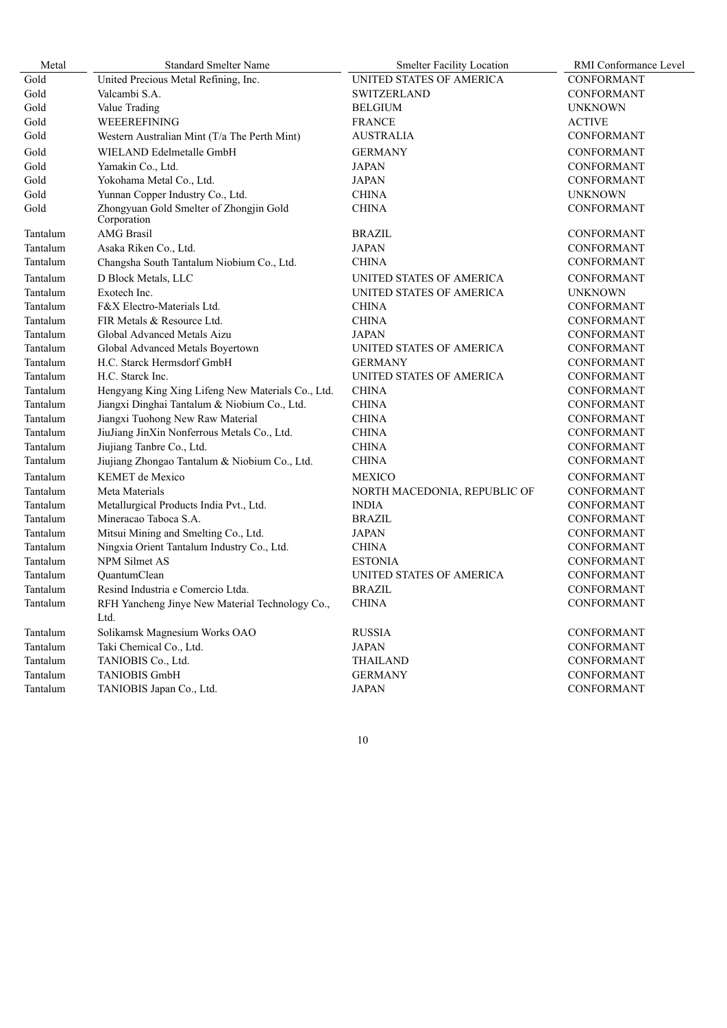| Metal | Standard Smelter Name | Smelter Facility Location | RMI Conformance Level |
| --- | --- | --- | --- |
| Gold | United Precious Metal Refining, Inc. | UNITED STATES OF AMERICA | CONFORMANT |
| Gold | Valcambi S.A. | SWITZERLAND | CONFORMANT |
| Gold | Value Trading | BELGIUM | UNKNOWN |
| Gold | WEEEREFINING | FRANCE | ACTIVE |
| Gold | Western Australian Mint (T/a The Perth Mint) | AUSTRALIA | CONFORMANT |
| Gold | WIELAND Edelmetalle GmbH | GERMANY | CONFORMANT |
| Gold | Yamakin Co., Ltd. | JAPAN | CONFORMANT |
| Gold | Yokohama Metal Co., Ltd. | JAPAN | CONFORMANT |
| Gold | Yunnan Copper Industry Co., Ltd. | CHINA | UNKNOWN |
| Gold | Zhongyuan Gold Smelter of Zhongjin Gold Corporation | CHINA | CONFORMANT |
| Tantalum | AMG Brasil | BRAZIL | CONFORMANT |
| Tantalum | Asaka Riken Co., Ltd. | JAPAN | CONFORMANT |
| Tantalum | Changsha South Tantalum Niobium Co., Ltd. | CHINA | CONFORMANT |
| Tantalum | D Block Metals, LLC | UNITED STATES OF AMERICA | CONFORMANT |
| Tantalum | Exotech Inc. | UNITED STATES OF AMERICA | UNKNOWN |
| Tantalum | F&X Electro-Materials Ltd. | CHINA | CONFORMANT |
| Tantalum | FIR Metals & Resource Ltd. | CHINA | CONFORMANT |
| Tantalum | Global Advanced Metals Aizu | JAPAN | CONFORMANT |
| Tantalum | Global Advanced Metals Boyertown | UNITED STATES OF AMERICA | CONFORMANT |
| Tantalum | H.C. Starck Hermsdorf GmbH | GERMANY | CONFORMANT |
| Tantalum | H.C. Starck Inc. | UNITED STATES OF AMERICA | CONFORMANT |
| Tantalum | Hengyang King Xing Lifeng New Materials Co., Ltd. | CHINA | CONFORMANT |
| Tantalum | Jiangxi Dinghai Tantalum & Niobium Co., Ltd. | CHINA | CONFORMANT |
| Tantalum | Jiangxi Tuohong New Raw Material | CHINA | CONFORMANT |
| Tantalum | JiuJiang JinXin Nonferrous Metals Co., Ltd. | CHINA | CONFORMANT |
| Tantalum | Jiujiang Tanbre Co., Ltd. | CHINA | CONFORMANT |
| Tantalum | Jiujiang Zhongao Tantalum & Niobium Co., Ltd. | CHINA | CONFORMANT |
| Tantalum | KEMET de Mexico | MEXICO | CONFORMANT |
| Tantalum | Meta Materials | NORTH MACEDONIA, REPUBLIC OF | CONFORMANT |
| Tantalum | Metallurgical Products India Pvt., Ltd. | INDIA | CONFORMANT |
| Tantalum | Mineracao Taboca S.A. | BRAZIL | CONFORMANT |
| Tantalum | Mitsui Mining and Smelting Co., Ltd. | JAPAN | CONFORMANT |
| Tantalum | Ningxia Orient Tantalum Industry Co., Ltd. | CHINA | CONFORMANT |
| Tantalum | NPM Silmet AS | ESTONIA | CONFORMANT |
| Tantalum | QuantumClean | UNITED STATES OF AMERICA | CONFORMANT |
| Tantalum | Resind Industria e Comercio Ltda. | BRAZIL | CONFORMANT |
| Tantalum | RFH Yancheng Jinye New Material Technology Co., Ltd. | CHINA | CONFORMANT |
| Tantalum | Solikamsk Magnesium Works OAO | RUSSIA | CONFORMANT |
| Tantalum | Taki Chemical Co., Ltd. | JAPAN | CONFORMANT |
| Tantalum | TANIOBIS Co., Ltd. | THAILAND | CONFORMANT |
| Tantalum | TANIOBIS GmbH | GERMANY | CONFORMANT |
| Tantalum | TANIOBIS Japan Co., Ltd. | JAPAN | CONFORMANT |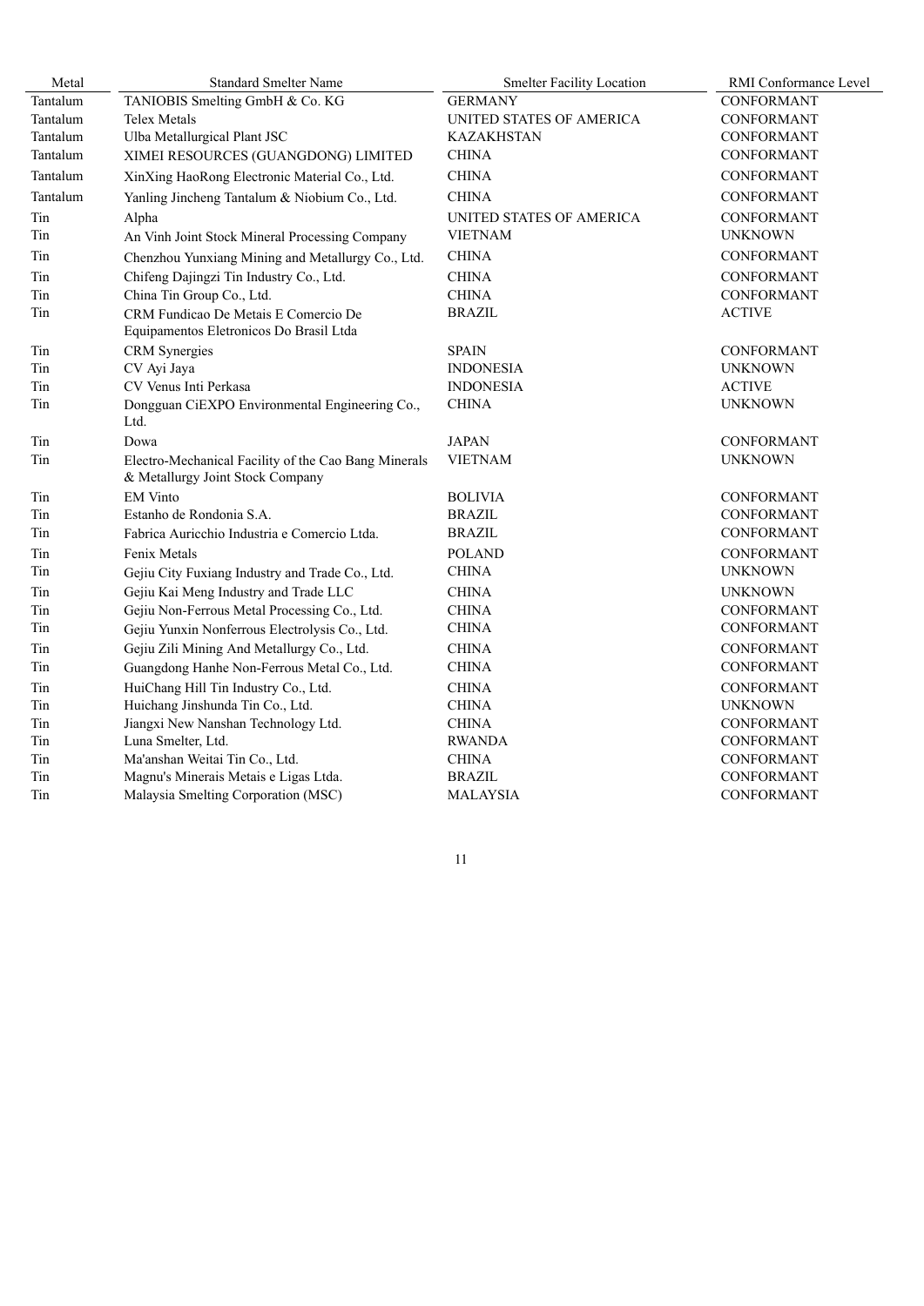| Metal | Standard Smelter Name | Smelter Facility Location | RMI Conformance Level |
| --- | --- | --- | --- |
| Tantalum | TANIOBIS Smelting GmbH & Co. KG | GERMANY | CONFORMANT |
| Tantalum | Telex Metals | UNITED STATES OF AMERICA | CONFORMANT |
| Tantalum | Ulba Metallurgical Plant JSC | KAZAKHSTAN | CONFORMANT |
| Tantalum | XIMEI RESOURCES (GUANGDONG) LIMITED | CHINA | CONFORMANT |
| Tantalum | XinXing HaoRong Electronic Material Co., Ltd. | CHINA | CONFORMANT |
| Tantalum | Yanling Jincheng Tantalum & Niobium Co., Ltd. | CHINA | CONFORMANT |
| Tin | Alpha | UNITED STATES OF AMERICA | CONFORMANT |
| Tin | An Vinh Joint Stock Mineral Processing Company | VIETNAM | UNKNOWN |
| Tin | Chenzhou Yunxiang Mining and Metallurgy Co., Ltd. | CHINA | CONFORMANT |
| Tin | Chifeng Dajingzi Tin Industry Co., Ltd. | CHINA | CONFORMANT |
| Tin | China Tin Group Co., Ltd. | CHINA | CONFORMANT |
| Tin | CRM Fundicao De Metais E Comercio De Equipamentos Eletronicos Do Brasil Ltda | BRAZIL | ACTIVE |
| Tin | CRM Synergies | SPAIN | CONFORMANT |
| Tin | CV Ayi Jaya | INDONESIA | UNKNOWN |
| Tin | CV Venus Inti Perkasa | INDONESIA | ACTIVE |
| Tin | Dongguan CiEXPO Environmental Engineering Co., Ltd. | CHINA | UNKNOWN |
| Tin | Dowa | JAPAN | CONFORMANT |
| Tin | Electro-Mechanical Facility of the Cao Bang Minerals & Metallurgy Joint Stock Company | VIETNAM | UNKNOWN |
| Tin | EM Vinto | BOLIVIA | CONFORMANT |
| Tin | Estanho de Rondonia S.A. | BRAZIL | CONFORMANT |
| Tin | Fabrica Auricchio Industria e Comercio Ltda. | BRAZIL | CONFORMANT |
| Tin | Fenix Metals | POLAND | CONFORMANT |
| Tin | Gejiu City Fuxiang Industry and Trade Co., Ltd. | CHINA | UNKNOWN |
| Tin | Gejiu Kai Meng Industry and Trade LLC | CHINA | UNKNOWN |
| Tin | Gejiu Non-Ferrous Metal Processing Co., Ltd. | CHINA | CONFORMANT |
| Tin | Gejiu Yunxin Nonferrous Electrolysis Co., Ltd. | CHINA | CONFORMANT |
| Tin | Gejiu Zili Mining And Metallurgy Co., Ltd. | CHINA | CONFORMANT |
| Tin | Guangdong Hanhe Non-Ferrous Metal Co., Ltd. | CHINA | CONFORMANT |
| Tin | HuiChang Hill Tin Industry Co., Ltd. | CHINA | CONFORMANT |
| Tin | Huichang Jinshunda Tin Co., Ltd. | CHINA | UNKNOWN |
| Tin | Jiangxi New Nanshan Technology Ltd. | CHINA | CONFORMANT |
| Tin | Luna Smelter, Ltd. | RWANDA | CONFORMANT |
| Tin | Ma'anshan Weitai Tin Co., Ltd. | CHINA | CONFORMANT |
| Tin | Magnu's Minerais Metais e Ligas Ltda. | BRAZIL | CONFORMANT |
| Tin | Malaysia Smelting Corporation (MSC) | MALAYSIA | CONFORMANT |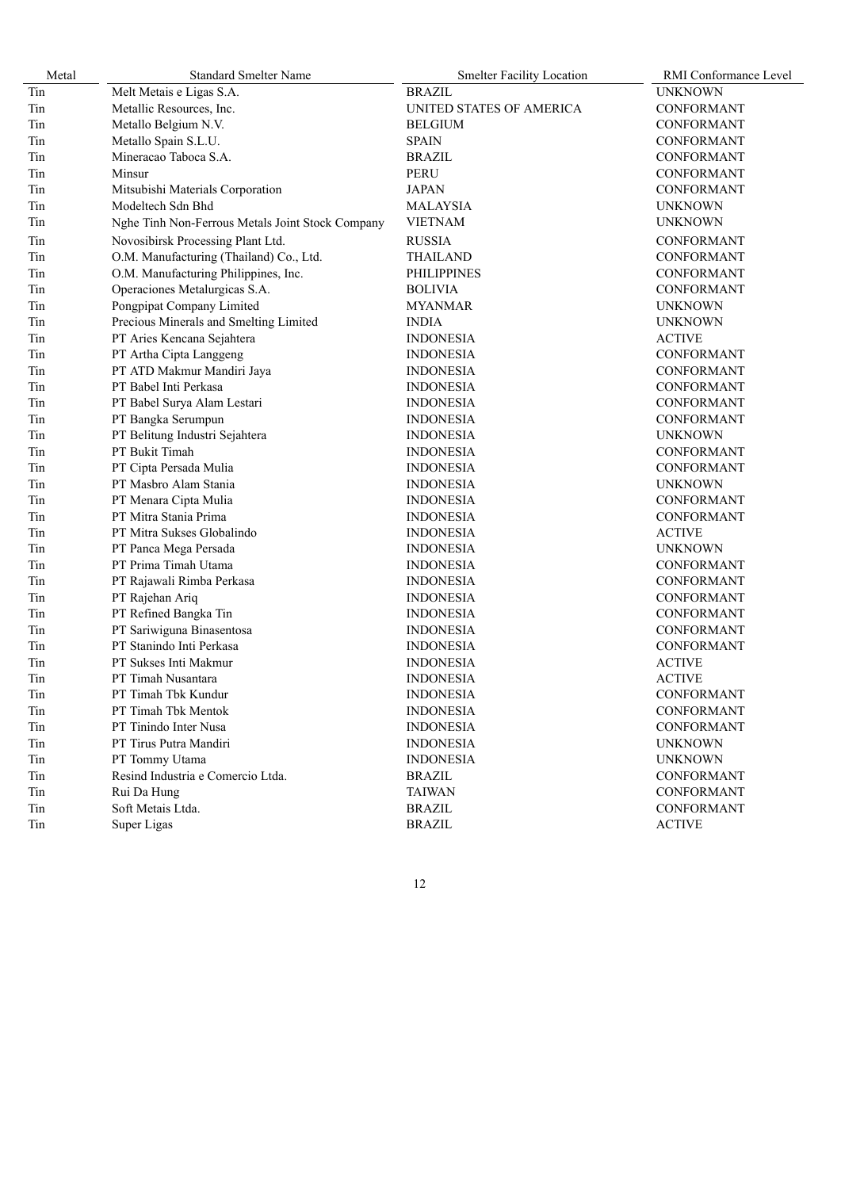| Metal | Standard Smelter Name | Smelter Facility Location | RMI Conformance Level |
|---|---|---|---|
| Tin | Melt Metais e Ligas S.A. | BRAZIL | UNKNOWN |
| Tin | Metallic Resources, Inc. | UNITED STATES OF AMERICA | CONFORMANT |
| Tin | Metallo Belgium N.V. | BELGIUM | CONFORMANT |
| Tin | Metallo Spain S.L.U. | SPAIN | CONFORMANT |
| Tin | Mineracao Taboca S.A. | BRAZIL | CONFORMANT |
| Tin | Minsur | PERU | CONFORMANT |
| Tin | Mitsubishi Materials Corporation | JAPAN | CONFORMANT |
| Tin | Modeltech Sdn Bhd | MALAYSIA | UNKNOWN |
| Tin | Nghe Tinh Non-Ferrous Metals Joint Stock Company | VIETNAM | UNKNOWN |
| Tin | Novosibirsk Processing Plant Ltd. | RUSSIA | CONFORMANT |
| Tin | O.M. Manufacturing (Thailand) Co., Ltd. | THAILAND | CONFORMANT |
| Tin | O.M. Manufacturing Philippines, Inc. | PHILIPPINES | CONFORMANT |
| Tin | Operaciones Metalurgicas S.A. | BOLIVIA | CONFORMANT |
| Tin | Pongpipat Company Limited | MYANMAR | UNKNOWN |
| Tin | Precious Minerals and Smelting Limited | INDIA | UNKNOWN |
| Tin | PT Aries Kencana Sejahtera | INDONESIA | ACTIVE |
| Tin | PT Artha Cipta Langgeng | INDONESIA | CONFORMANT |
| Tin | PT ATD Makmur Mandiri Jaya | INDONESIA | CONFORMANT |
| Tin | PT Babel Inti Perkasa | INDONESIA | CONFORMANT |
| Tin | PT Babel Surya Alam Lestari | INDONESIA | CONFORMANT |
| Tin | PT Bangka Serumpun | INDONESIA | CONFORMANT |
| Tin | PT Belitung Industri Sejahtera | INDONESIA | UNKNOWN |
| Tin | PT Bukit Timah | INDONESIA | CONFORMANT |
| Tin | PT Cipta Persada Mulia | INDONESIA | CONFORMANT |
| Tin | PT Masbro Alam Stania | INDONESIA | UNKNOWN |
| Tin | PT Menara Cipta Mulia | INDONESIA | CONFORMANT |
| Tin | PT Mitra Stania Prima | INDONESIA | CONFORMANT |
| Tin | PT Mitra Sukses Globalindo | INDONESIA | ACTIVE |
| Tin | PT Panca Mega Persada | INDONESIA | UNKNOWN |
| Tin | PT Prima Timah Utama | INDONESIA | CONFORMANT |
| Tin | PT Rajawali Rimba Perkasa | INDONESIA | CONFORMANT |
| Tin | PT Rajehan Ariq | INDONESIA | CONFORMANT |
| Tin | PT Refined Bangka Tin | INDONESIA | CONFORMANT |
| Tin | PT Sariwiguna Binasentosa | INDONESIA | CONFORMANT |
| Tin | PT Stanindo Inti Perkasa | INDONESIA | CONFORMANT |
| Tin | PT Sukses Inti Makmur | INDONESIA | ACTIVE |
| Tin | PT Timah Nusantara | INDONESIA | ACTIVE |
| Tin | PT Timah Tbk Kundur | INDONESIA | CONFORMANT |
| Tin | PT Timah Tbk Mentok | INDONESIA | CONFORMANT |
| Tin | PT Tinindo Inter Nusa | INDONESIA | CONFORMANT |
| Tin | PT Tirus Putra Mandiri | INDONESIA | UNKNOWN |
| Tin | PT Tommy Utama | INDONESIA | UNKNOWN |
| Tin | Resind Industria e Comercio Ltda. | BRAZIL | CONFORMANT |
| Tin | Rui Da Hung | TAIWAN | CONFORMANT |
| Tin | Soft Metais Ltda. | BRAZIL | CONFORMANT |
| Tin | Super Ligas | BRAZIL | ACTIVE |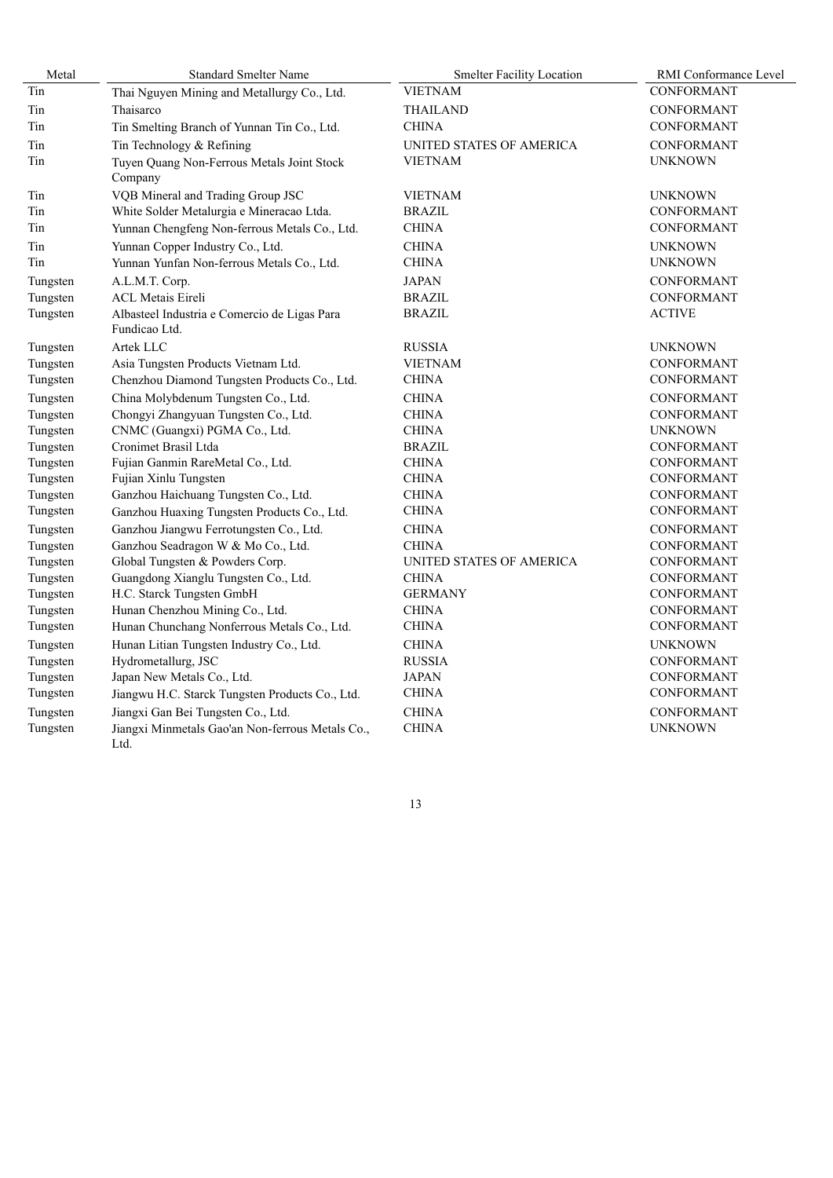| Metal | Standard Smelter Name | Smelter Facility Location | RMI Conformance Level |
| --- | --- | --- | --- |
| Tin | Thai Nguyen Mining and Metallurgy Co., Ltd. | VIETNAM | CONFORMANT |
| Tin | Thaisarco | THAILAND | CONFORMANT |
| Tin | Tin Smelting Branch of Yunnan Tin Co., Ltd. | CHINA | CONFORMANT |
| Tin | Tin Technology & Refining | UNITED STATES OF AMERICA | CONFORMANT |
| Tin | Tuyen Quang Non-Ferrous Metals Joint Stock Company | VIETNAM | UNKNOWN |
| Tin | VQB Mineral and Trading Group JSC | VIETNAM | UNKNOWN |
| Tin | White Solder Metalurgia e Mineracao Ltda. | BRAZIL | CONFORMANT |
| Tin | Yunnan Chengfeng Non-ferrous Metals Co., Ltd. | CHINA | CONFORMANT |
| Tin | Yunnan Copper Industry Co., Ltd. | CHINA | UNKNOWN |
| Tin | Yunnan Yunfan Non-ferrous Metals Co., Ltd. | CHINA | UNKNOWN |
| Tungsten | A.L.M.T. Corp. | JAPAN | CONFORMANT |
| Tungsten | ACL Metais Eireli | BRAZIL | CONFORMANT |
| Tungsten | Albasteel Industria e Comercio de Ligas Para Fundicao Ltd. | BRAZIL | ACTIVE |
| Tungsten | Artek LLC | RUSSIA | UNKNOWN |
| Tungsten | Asia Tungsten Products Vietnam Ltd. | VIETNAM | CONFORMANT |
| Tungsten | Chenzhou Diamond Tungsten Products Co., Ltd. | CHINA | CONFORMANT |
| Tungsten | China Molybdenum Tungsten Co., Ltd. | CHINA | CONFORMANT |
| Tungsten | Chongyi Zhangyuan Tungsten Co., Ltd. | CHINA | CONFORMANT |
| Tungsten | CNMC (Guangxi) PGMA Co., Ltd. | CHINA | UNKNOWN |
| Tungsten | Cronimet Brasil Ltda | BRAZIL | CONFORMANT |
| Tungsten | Fujian Ganmin RareMetal Co., Ltd. | CHINA | CONFORMANT |
| Tungsten | Fujian Xinlu Tungsten | CHINA | CONFORMANT |
| Tungsten | Ganzhou Haichuang Tungsten Co., Ltd. | CHINA | CONFORMANT |
| Tungsten | Ganzhou Huaxing Tungsten Products Co., Ltd. | CHINA | CONFORMANT |
| Tungsten | Ganzhou Jiangwu Ferrotungsten Co., Ltd. | CHINA | CONFORMANT |
| Tungsten | Ganzhou Seadragon W & Mo Co., Ltd. | CHINA | CONFORMANT |
| Tungsten | Global Tungsten & Powders Corp. | UNITED STATES OF AMERICA | CONFORMANT |
| Tungsten | Guangdong Xianglu Tungsten Co., Ltd. | CHINA | CONFORMANT |
| Tungsten | H.C. Starck Tungsten GmbH | GERMANY | CONFORMANT |
| Tungsten | Hunan Chenzhou Mining Co., Ltd. | CHINA | CONFORMANT |
| Tungsten | Hunan Chunchang Nonferrous Metals Co., Ltd. | CHINA | CONFORMANT |
| Tungsten | Hunan Litian Tungsten Industry Co., Ltd. | CHINA | UNKNOWN |
| Tungsten | Hydrometallurg, JSC | RUSSIA | CONFORMANT |
| Tungsten | Japan New Metals Co., Ltd. | JAPAN | CONFORMANT |
| Tungsten | Jiangwu H.C. Starck Tungsten Products Co., Ltd. | CHINA | CONFORMANT |
| Tungsten | Jiangxi Gan Bei Tungsten Co., Ltd. | CHINA | CONFORMANT |
| Tungsten | Jiangxi Minmetals Gao'an Non-ferrous Metals Co., Ltd. | CHINA | UNKNOWN |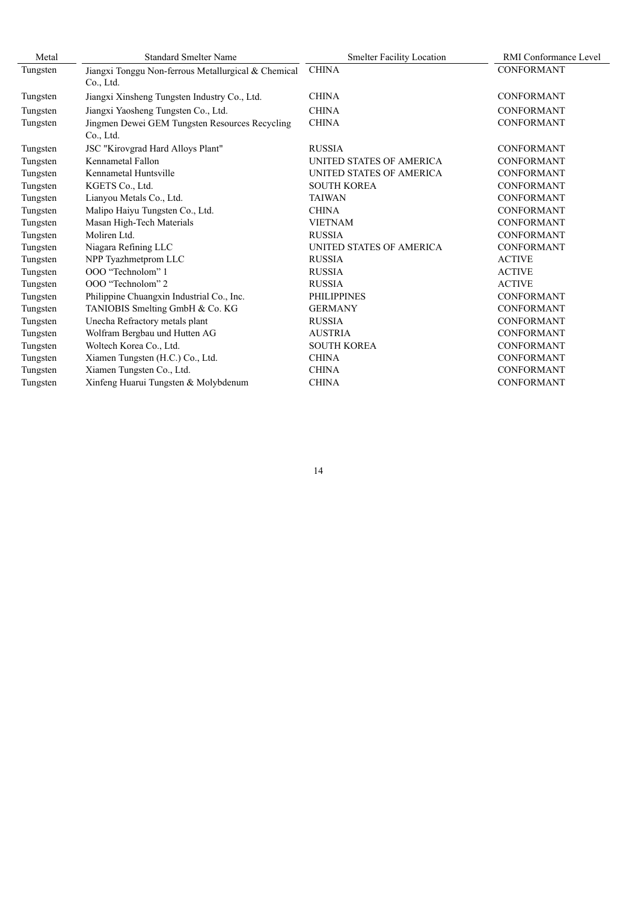| Metal | Standard Smelter Name | Smelter Facility Location | RMI Conformance Level |
| --- | --- | --- | --- |
| Tungsten | Jiangxi Tonggu Non-ferrous Metallurgical & Chemical Co., Ltd. | CHINA | CONFORMANT |
| Tungsten | Jiangxi Xinsheng Tungsten Industry Co., Ltd. | CHINA | CONFORMANT |
| Tungsten | Jiangxi Yaosheng Tungsten Co., Ltd. | CHINA | CONFORMANT |
| Tungsten | Jingmen Dewei GEM Tungsten Resources Recycling Co., Ltd. | CHINA | CONFORMANT |
| Tungsten | JSC "Kirovgrad Hard Alloys Plant" | RUSSIA | CONFORMANT |
| Tungsten | Kennametal Fallon | UNITED STATES OF AMERICA | CONFORMANT |
| Tungsten | Kennametal Huntsville | UNITED STATES OF AMERICA | CONFORMANT |
| Tungsten | KGETS Co., Ltd. | SOUTH KOREA | CONFORMANT |
| Tungsten | Lianyou Metals Co., Ltd. | TAIWAN | CONFORMANT |
| Tungsten | Malipo Haiyu Tungsten Co., Ltd. | CHINA | CONFORMANT |
| Tungsten | Masan High-Tech Materials | VIETNAM | CONFORMANT |
| Tungsten | Moliren Ltd. | RUSSIA | CONFORMANT |
| Tungsten | Niagara Refining LLC | UNITED STATES OF AMERICA | CONFORMANT |
| Tungsten | NPP Tyazhmetprom LLC | RUSSIA | ACTIVE |
| Tungsten | OOO “Technolom” 1 | RUSSIA | ACTIVE |
| Tungsten | OOO “Technolom” 2 | RUSSIA | ACTIVE |
| Tungsten | Philippine Chuangxin Industrial Co., Inc. | PHILIPPINES | CONFORMANT |
| Tungsten | TANIOBIS Smelting GmbH & Co. KG | GERMANY | CONFORMANT |
| Tungsten | Unecha Refractory metals plant | RUSSIA | CONFORMANT |
| Tungsten | Wolfram Bergbau und Hutten AG | AUSTRIA | CONFORMANT |
| Tungsten | Woltech Korea Co., Ltd. | SOUTH KOREA | CONFORMANT |
| Tungsten | Xiamen Tungsten (H.C.) Co., Ltd. | CHINA | CONFORMANT |
| Tungsten | Xiamen Tungsten Co., Ltd. | CHINA | CONFORMANT |
| Tungsten | Xinfeng Huarui Tungsten & Molybdenum | CHINA | CONFORMANT |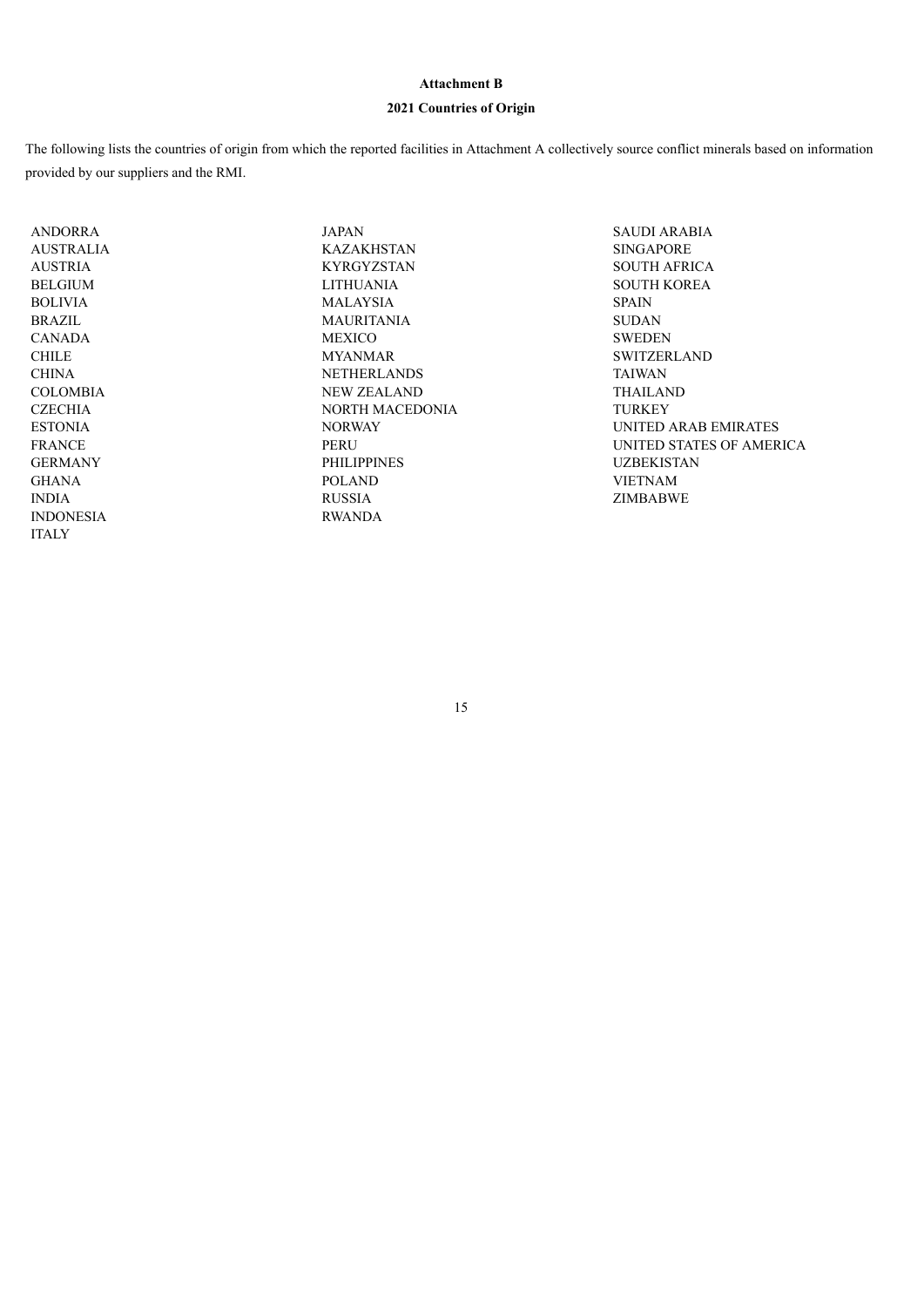**Attachment B**

**2021 Countries of Origin**

The following lists the countries of origin from which the reported facilities in Attachment A collectively source conflict minerals based on information provided by our suppliers and the RMI.

ANDORRA
AUSTRALIA
AUSTRIA
BELGIUM
BOLIVIA
BRAZIL
CANADA
CHILE
CHINA
COLOMBIA
CZECHIA
ESTONIA
FRANCE
GERMANY
GHANA
INDIA
INDONESIA
ITALY
JAPAN
KAZAKHSTAN
KYRGYZSTAN
LITHUANIA
MALAYSIA
MAURITANIA
MEXICO
MYANMAR
NETHERLANDS
NEW ZEALAND
NORTH MACEDONIA
NORWAY
PERU
PHILIPPINES
POLAND
RUSSIA
RWANDA
SAUDI ARABIA
SINGAPORE
SOUTH AFRICA
SOUTH KOREA
SPAIN
SUDAN
SWEDEN
SWITZERLAND
TAIWAN
THAILAND
TURKEY
UNITED ARAB EMIRATES
UNITED STATES OF AMERICA
UZBEKISTAN
VIETNAM
ZIMBABWE